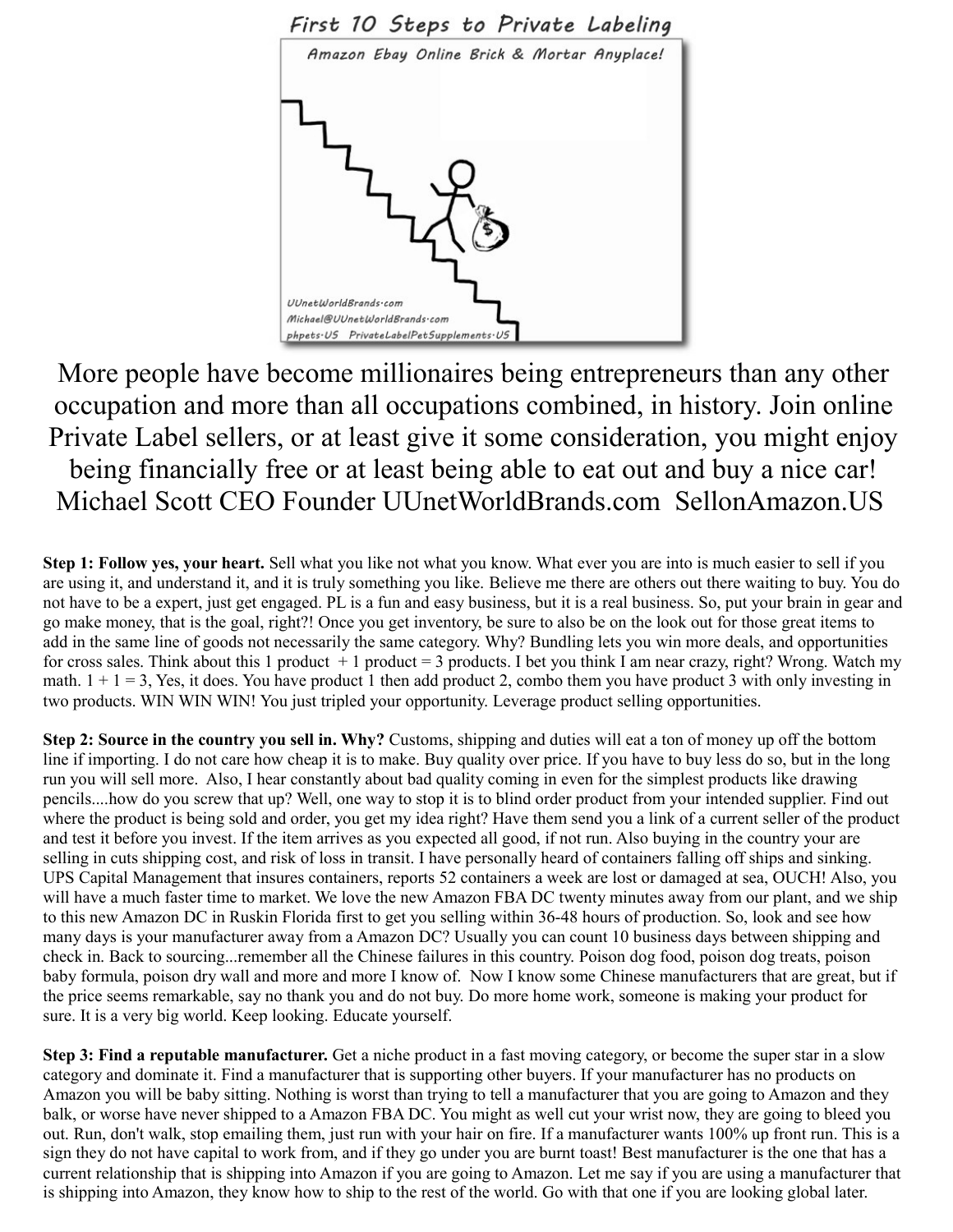# First 10 Steps to Private Labeling

*Amazon Ebay Online Brick & Mortar Anyplace!*

UUnetWorldBrands·com
Michael@UUnetWorldBrands·com
phpets·US PrivateLabelPetSupplements·US

More people have become millionaires being entrepreneurs than any other occupation and more than all occupations combined, in history. Join online Private Label sellers, or at least give it some consideration, you might enjoy being financially free or at least being able to eat out and buy a nice car! Michael Scott CEO Founder UUnetWorldBrands.com SellonAmazon.US

**Step 1: Follow yes, your heart.** Sell what you like not what you know. What ever you are into is much easier to sell if you are using it, and understand it, and it is truly something you like. Believe me there are others out there waiting to buy. You do not have to be a expert, just get engaged. PL is a fun and easy business, but it is a real business. So, put your brain in gear and go make money, that is the goal, right?! Once you get inventory, be sure to also be on the look out for those great items to add in the same line of goods not necessarily the same category. Why? Bundling lets you win more deals, and opportunities for cross sales. Think about this 1 product + 1 product = 3 products. I bet you think I am near crazy, right? Wrong. Watch my math. 1 + 1 = 3, Yes, it does. You have product 1 then add product 2, combo them you have product 3 with only investing in two products. WIN WIN WIN! You just tripled your opportunity. Leverage product selling opportunities.

**Step 2: Source in the country you sell in. Why?** Customs, shipping and duties will eat a ton of money up off the bottom line if importing. I do not care how cheap it is to make. Buy quality over price. If you have to buy less do so, but in the long run you will sell more. Also, I hear constantly about bad quality coming in even for the simplest products like drawing pencils....how do you screw that up? Well, one way to stop it is to blind order product from your intended supplier. Find out where the product is being sold and order, you get my idea right? Have them send you a link of a current seller of the product and test it before you invest. If the item arrives as you expected all good, if not run. Also buying in the country your are selling in cuts shipping cost, and risk of loss in transit. I have personally heard of containers falling off ships and sinking. UPS Capital Management that insures containers, reports 52 containers a week are lost or damaged at sea, OUCH! Also, you will have a much faster time to market. We love the new Amazon FBA DC twenty minutes away from our plant, and we ship to this new Amazon DC in Ruskin Florida first to get you selling within 36-48 hours of production. So, look and see how many days is your manufacturer away from a Amazon DC? Usually you can count 10 business days between shipping and check in. Back to sourcing...remember all the Chinese failures in this country. Poison dog food, poison dog treats, poison baby formula, poison dry wall and more and more I know of. Now I know some Chinese manufacturers that are great, but if the price seems remarkable, say no thank you and do not buy. Do more home work, someone is making your product for sure. It is a very big world. Keep looking. Educate yourself.

**Step 3: Find a reputable manufacturer.** Get a niche product in a fast moving category, or become the super star in a slow category and dominate it. Find a manufacturer that is supporting other buyers. If your manufacturer has no products on Amazon you will be baby sitting. Nothing is worst than trying to tell a manufacturer that you are going to Amazon and they balk, or worse have never shipped to a Amazon FBA DC. You might as well cut your wrist now, they are going to bleed you out. Run, don't walk, stop emailing them, just run with your hair on fire. If a manufacturer wants 100% up front run. This is a sign they do not have capital to work from, and if they go under you are burnt toast! Best manufacturer is the one that has a current relationship that is shipping into Amazon if you are going to Amazon. Let me say if you are using a manufacturer that is shipping into Amazon, they know how to ship to the rest of the world. Go with that one if you are looking global later.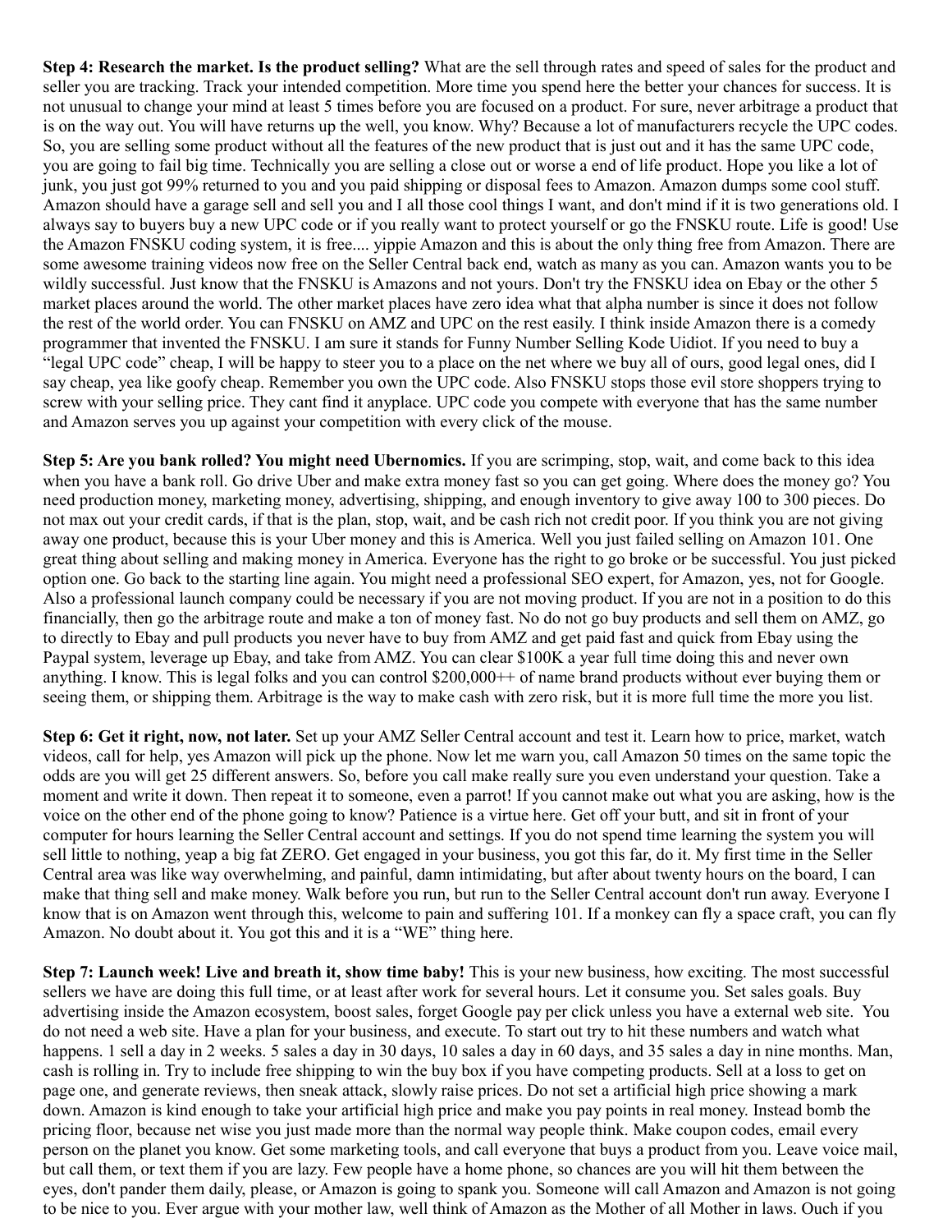**Step 4: Research the market. Is the product selling?** What are the sell through rates and speed of sales for the product and seller you are tracking. Track your intended competition. More time you spend here the better your chances for success. It is not unusual to change your mind at least 5 times before you are focused on a product. For sure, never arbitrage a product that is on the way out. You will have returns up the well, you know. Why? Because a lot of manufacturers recycle the UPC codes. So, you are selling some product without all the features of the new product that is just out and it has the same UPC code, you are going to fail big time. Technically you are selling a close out or worse a end of life product. Hope you like a lot of junk, you just got 99% returned to you and you paid shipping or disposal fees to Amazon. Amazon dumps some cool stuff. Amazon should have a garage sell and sell you and I all those cool things I want, and don't mind if it is two generations old. I always say to buyers buy a new UPC code or if you really want to protect yourself or go the FNSKU route. Life is good! Use the Amazon FNSKU coding system, it is free.... yippie Amazon and this is about the only thing free from Amazon. There are some awesome training videos now free on the Seller Central back end, watch as many as you can. Amazon wants you to be wildly successful. Just know that the FNSKU is Amazons and not yours. Don't try the FNSKU idea on Ebay or the other 5 market places around the world. The other market places have zero idea what that alpha number is since it does not follow the rest of the world order. You can FNSKU on AMZ and UPC on the rest easily. I think inside Amazon there is a comedy programmer that invented the FNSKU. I am sure it stands for Funny Number Selling Kode Uidiot. If you need to buy a "legal UPC code" cheap, I will be happy to steer you to a place on the net where we buy all of ours, good legal ones, did I say cheap, yea like goofy cheap. Remember you own the UPC code. Also FNSKU stops those evil store shoppers trying to screw with your selling price. They cant find it anyplace. UPC code you compete with everyone that has the same number and Amazon serves you up against your competition with every click of the mouse.

**Step 5: Are you bank rolled? You might need Ubernomics.** If you are scrimping, stop, wait, and come back to this idea when you have a bank roll. Go drive Uber and make extra money fast so you can get going. Where does the money go? You need production money, marketing money, advertising, shipping, and enough inventory to give away 100 to 300 pieces. Do not max out your credit cards, if that is the plan, stop, wait, and be cash rich not credit poor. If you think you are not giving away one product, because this is your Uber money and this is America. Well you just failed selling on Amazon 101. One great thing about selling and making money in America. Everyone has the right to go broke or be successful. You just picked option one. Go back to the starting line again. You might need a professional SEO expert, for Amazon, yes, not for Google. Also a professional launch company could be necessary if you are not moving product. If you are not in a position to do this financially, then go the arbitrage route and make a ton of money fast. No do not go buy products and sell them on AMZ, go to directly to Ebay and pull products you never have to buy from AMZ and get paid fast and quick from Ebay using the Paypal system, leverage up Ebay, and take from AMZ. You can clear $100K a year full time doing this and never own anything. I know. This is legal folks and you can control $200,000++ of name brand products without ever buying them or seeing them, or shipping them. Arbitrage is the way to make cash with zero risk, but it is more full time the more you list.

**Step 6: Get it right, now, not later.** Set up your AMZ Seller Central account and test it. Learn how to price, market, watch videos, call for help, yes Amazon will pick up the phone. Now let me warn you, call Amazon 50 times on the same topic the odds are you will get 25 different answers. So, before you call make really sure you even understand your question. Take a moment and write it down. Then repeat it to someone, even a parrot! If you cannot make out what you are asking, how is the voice on the other end of the phone going to know? Patience is a virtue here. Get off your butt, and sit in front of your computer for hours learning the Seller Central account and settings. If you do not spend time learning the system you will sell little to nothing, yeap a big fat ZERO. Get engaged in your business, you got this far, do it. My first time in the Seller Central area was like way overwhelming, and painful, damn intimidating, but after about twenty hours on the board, I can make that thing sell and make money. Walk before you run, but run to the Seller Central account don't run away. Everyone I know that is on Amazon went through this, welcome to pain and suffering 101. If a monkey can fly a space craft, you can fly Amazon. No doubt about it. You got this and it is a "WE" thing here.

**Step 7: Launch week! Live and breath it, show time baby!** This is your new business, how exciting. The most successful sellers we have are doing this full time, or at least after work for several hours. Let it consume you. Set sales goals. Buy advertising inside the Amazon ecosystem, boost sales, forget Google pay per click unless you have a external web site. You do not need a web site. Have a plan for your business, and execute. To start out try to hit these numbers and watch what happens. 1 sell a day in 2 weeks. 5 sales a day in 30 days, 10 sales a day in 60 days, and 35 sales a day in nine months. Man, cash is rolling in. Try to include free shipping to win the buy box if you have competing products. Sell at a loss to get on page one, and generate reviews, then sneak attack, slowly raise prices. Do not set a artificial high price showing a mark down. Amazon is kind enough to take your artificial high price and make you pay points in real money. Instead bomb the pricing floor, because net wise you just made more than the normal way people think. Make coupon codes, email every person on the planet you know. Get some marketing tools, and call everyone that buys a product from you. Leave voice mail, but call them, or text them if you are lazy. Few people have a home phone, so chances are you will hit them between the eyes, don't pander them daily, please, or Amazon is going to spank you. Someone will call Amazon and Amazon is not going to be nice to you. Ever argue with your mother law, well think of Amazon as the Mother of all Mother in laws. Ouch if you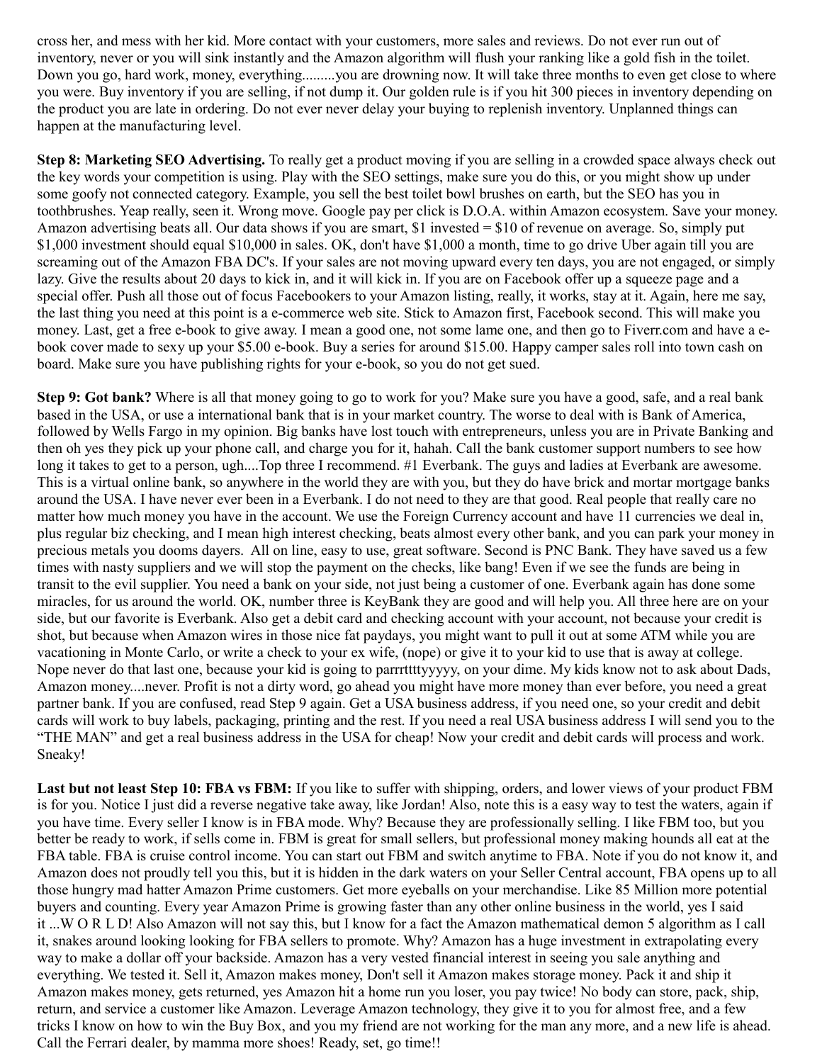cross her, and mess with her kid. More contact with your customers, more sales and reviews. Do not ever run out of inventory, never or you will sink instantly and the Amazon algorithm will flush your ranking like a gold fish in the toilet. Down you go, hard work, money, everything.........you are drowning now. It will take three months to even get close to where you were. Buy inventory if you are selling, if not dump it. Our golden rule is if you hit 300 pieces in inventory depending on the product you are late in ordering. Do not ever never delay your buying to replenish inventory. Unplanned things can happen at the manufacturing level.

**Step 8: Marketing SEO Advertising.** To really get a product moving if you are selling in a crowded space always check out the key words your competition is using. Play with the SEO settings, make sure you do this, or you might show up under some goofy not connected category. Example, you sell the best toilet bowl brushes on earth, but the SEO has you in toothbrushes. Yeap really, seen it. Wrong move. Google pay per click is D.O.A. within Amazon ecosystem. Save your money. Amazon advertising beats all. Our data shows if you are smart, $1 invested = $10 of revenue on average. So, simply put $1,000 investment should equal $10,000 in sales. OK, don't have $1,000 a month, time to go drive Uber again till you are screaming out of the Amazon FBA DC's. If your sales are not moving upward every ten days, you are not engaged, or simply lazy. Give the results about 20 days to kick in, and it will kick in. If you are on Facebook offer up a squeeze page and a special offer. Push all those out of focus Facebookers to your Amazon listing, really, it works, stay at it. Again, here me say, the last thing you need at this point is a e-commerce web site. Stick to Amazon first, Facebook second. This will make you money. Last, get a free e-book to give away. I mean a good one, not some lame one, and then go to Fiverr.com and have a e-book cover made to sexy up your $5.00 e-book. Buy a series for around $15.00. Happy camper sales roll into town cash on board. Make sure you have publishing rights for your e-book, so you do not get sued.

**Step 9: Got bank?** Where is all that money going to go to work for you? Make sure you have a good, safe, and a real bank based in the USA, or use a international bank that is in your market country. The worse to deal with is Bank of America, followed by Wells Fargo in my opinion. Big banks have lost touch with entrepreneurs, unless you are in Private Banking and then oh yes they pick up your phone call, and charge you for it, hahah. Call the bank customer support numbers to see how long it takes to get to a person, ugh....Top three I recommend. #1 Everbank. The guys and ladies at Everbank are awesome. This is a virtual online bank, so anywhere in the world they are with you, but they do have brick and mortar mortgage banks around the USA. I have never ever been in a Everbank. I do not need to they are that good. Real people that really care no matter how much money you have in the account. We use the Foreign Currency account and have 11 currencies we deal in, plus regular biz checking, and I mean high interest checking, beats almost every other bank, and you can park your money in precious metals you dooms dayers. All on line, easy to use, great software. Second is PNC Bank. They have saved us a few times with nasty suppliers and we will stop the payment on the checks, like bang! Even if we see the funds are being in transit to the evil supplier. You need a bank on your side, not just being a customer of one. Everbank again has done some miracles, for us around the world. OK, number three is KeyBank they are good and will help you. All three here are on your side, but our favorite is Everbank. Also get a debit card and checking account with your account, not because your credit is shot, but because when Amazon wires in those nice fat paydays, you might want to pull it out at some ATM while you are vacationing in Monte Carlo, or write a check to your ex wife, (nope) or give it to your kid to use that is away at college. Nope never do that last one, because your kid is going to parrrttttyyyyy, on your dime. My kids know not to ask about Dads, Amazon money....never. Profit is not a dirty word, go ahead you might have more money than ever before, you need a great partner bank. If you are confused, read Step 9 again. Get a USA business address, if you need one, so your credit and debit cards will work to buy labels, packaging, printing and the rest. If you need a real USA business address I will send you to the "THE MAN" and get a real business address in the USA for cheap! Now your credit and debit cards will process and work. Sneaky!

**Last but not least Step 10: FBA vs FBM:** If you like to suffer with shipping, orders, and lower views of your product FBM is for you. Notice I just did a reverse negative take away, like Jordan! Also, note this is a easy way to test the waters, again if you have time. Every seller I know is in FBA mode. Why? Because they are professionally selling. I like FBM too, but you better be ready to work, if sells come in. FBM is great for small sellers, but professional money making hounds all eat at the FBA table. FBA is cruise control income. You can start out FBM and switch anytime to FBA. Note if you do not know it, and Amazon does not proudly tell you this, but it is hidden in the dark waters on your Seller Central account, FBA opens up to all those hungry mad hatter Amazon Prime customers. Get more eyeballs on your merchandise. Like 85 Million more potential buyers and counting. Every year Amazon Prime is growing faster than any other online business in the world, yes I said it ...W O R L D! Also Amazon will not say this, but I know for a fact the Amazon mathematical demon 5 algorithm as I call it, snakes around looking looking for FBA sellers to promote. Why? Amazon has a huge investment in extrapolating every way to make a dollar off your backside. Amazon has a very vested financial interest in seeing you sale anything and everything. We tested it. Sell it, Amazon makes money, Don't sell it Amazon makes storage money. Pack it and ship it Amazon makes money, gets returned, yes Amazon hit a home run you loser, you pay twice! No body can store, pack, ship, return, and service a customer like Amazon. Leverage Amazon technology, they give it to you for almost free, and a few tricks I know on how to win the Buy Box, and you my friend are not working for the man any more, and a new life is ahead. Call the Ferrari dealer, by mamma more shoes! Ready, set, go time!!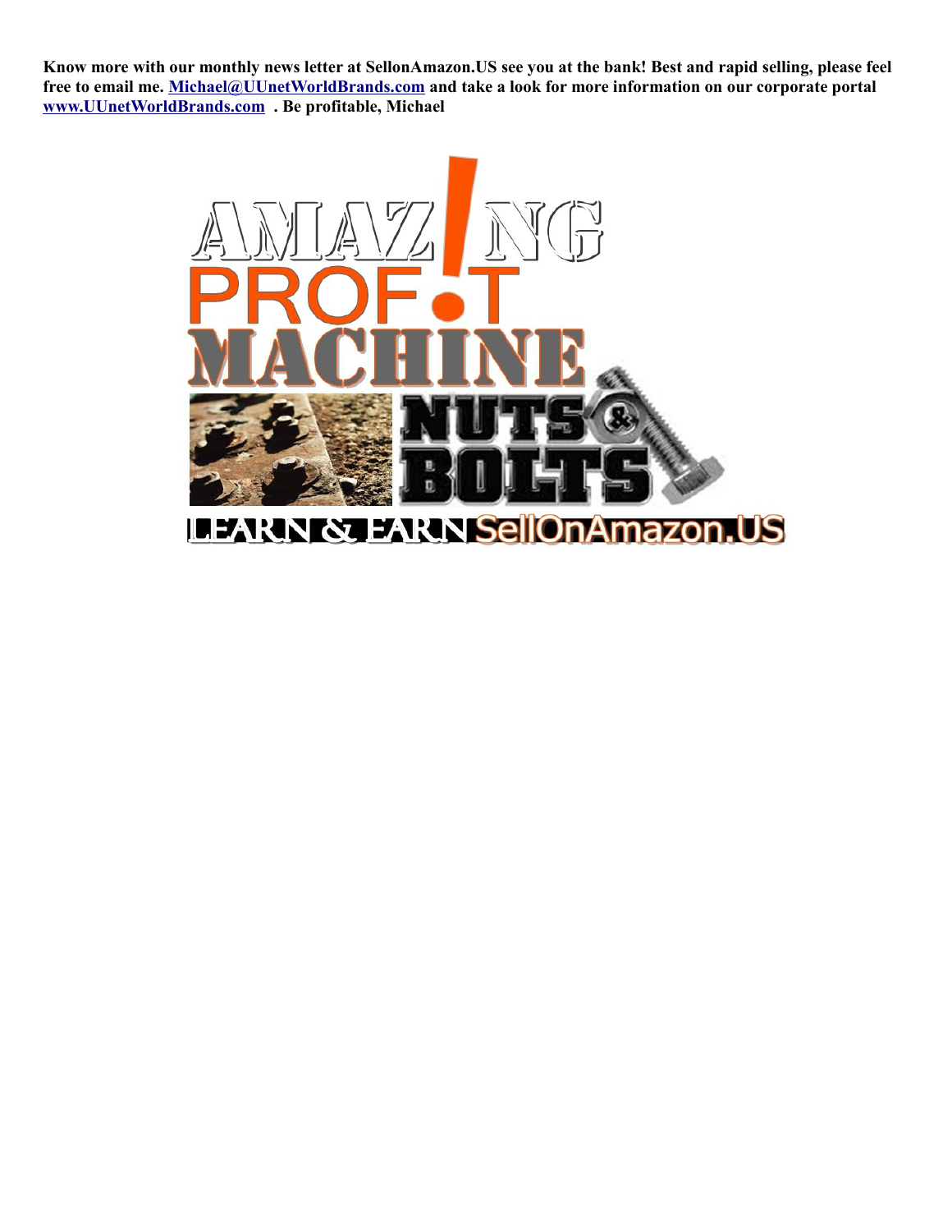**Know more with our monthly news letter at SellonAmazon.US see you at the bank! Best and rapid selling, please feel free to email me. Michael@UUnetWorldBrands.com and take a look for more information on our corporate portal www.UUnetWorldBrands.com . Be profitable, Michael**